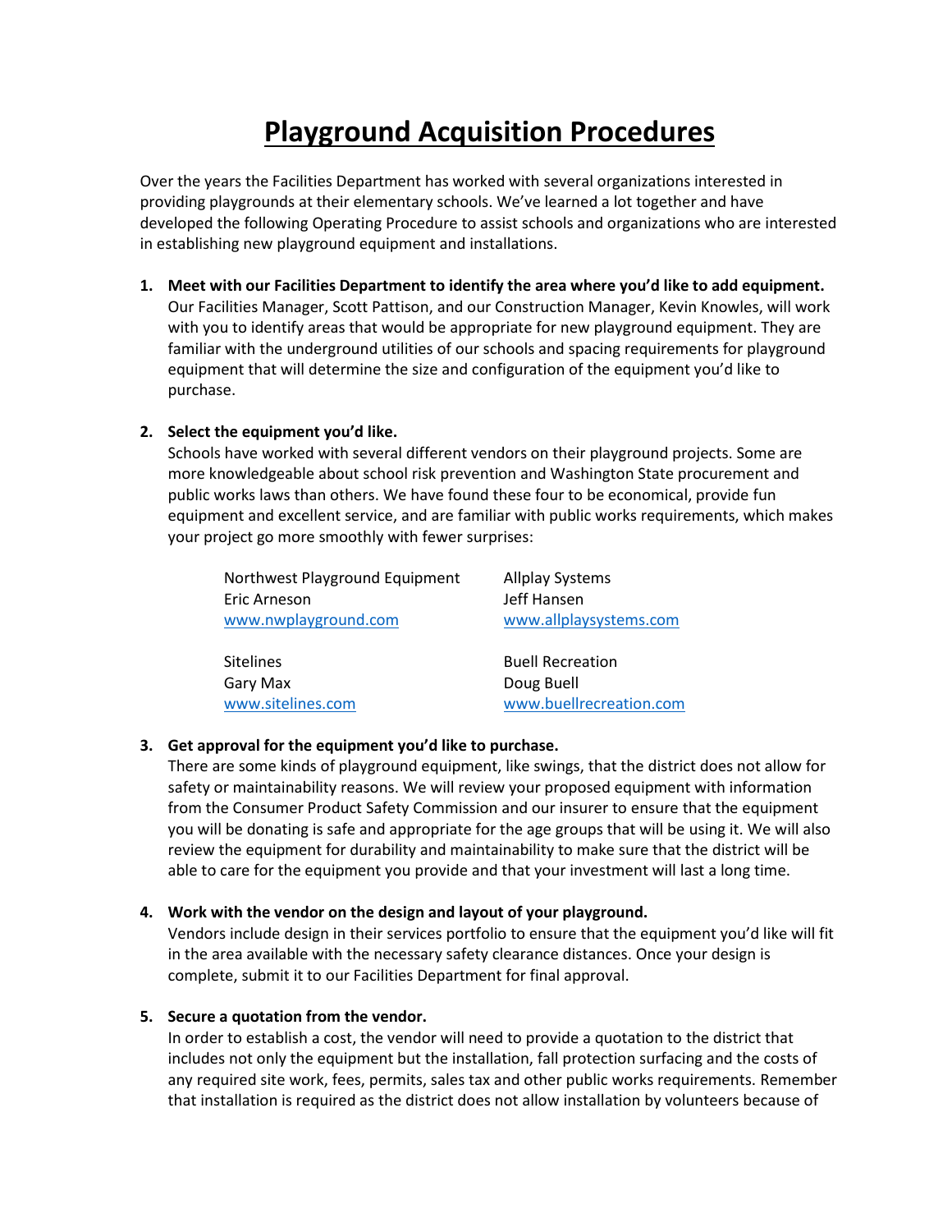# Playground Acquisition Procedures

Over the years the Facilities Department has worked with several organizations interested in providing playgrounds at their elementary schools. We've learned a lot together and have developed the following Operating Procedure to assist schools and organizations who are interested in establishing new playground equipment and installations.

1. **Meet with our Facilities Department to identify the area where you'd like to add equipment.** Our Facilities Manager, Scott Pattison, and our Construction Manager, Kevin Knowles, will work with you to identify areas that would be appropriate for new playground equipment. They are familiar with the underground utilities of our schools and spacing requirements for playground equipment that will determine the size and configuration of the equipment you'd like to purchase.

2. **Select the equipment you'd like.** Schools have worked with several different vendors on their playground projects. Some are more knowledgeable about school risk prevention and Washington State procurement and public works laws than others. We have found these four to be economical, provide fun equipment and excellent service, and are familiar with public works requirements, which makes your project go more smoothly with fewer surprises:

   Northwest Playground Equipment
   Eric Arneson
   www.nwplayground.com

   Allplay Systems
   Jeff Hansen
   www.allplaysystems.com

   Sitelines
   Gary Max
   www.sitelines.com

   Buell Recreation
   Doug Buell
   www.buellrecreation.com

3. **Get approval for the equipment you'd like to purchase.** There are some kinds of playground equipment, like swings, that the district does not allow for safety or maintainability reasons. We will review your proposed equipment with information from the Consumer Product Safety Commission and our insurer to ensure that the equipment you will be donating is safe and appropriate for the age groups that will be using it. We will also review the equipment for durability and maintainability to make sure that the district will be able to care for the equipment you provide and that your investment will last a long time.

4. **Work with the vendor on the design and layout of your playground.** Vendors include design in their services portfolio to ensure that the equipment you'd like will fit in the area available with the necessary safety clearance distances. Once your design is complete, submit it to our Facilities Department for final approval.

5. **Secure a quotation from the vendor.** In order to establish a cost, the vendor will need to provide a quotation to the district that includes not only the equipment but the installation, fall protection surfacing and the costs of any required site work, fees, permits, sales tax and other public works requirements. Remember that installation is required as the district does not allow installation by volunteers because of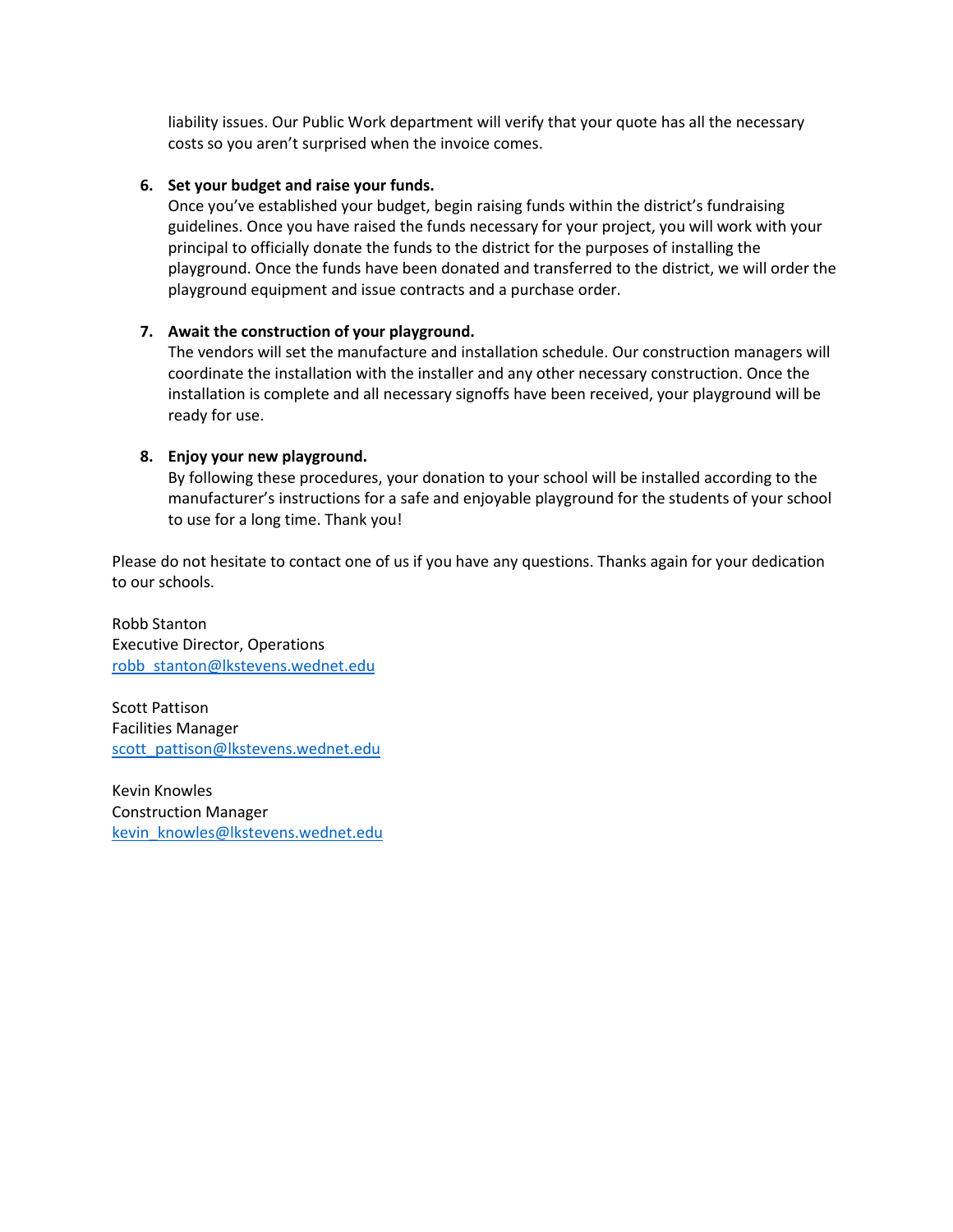liability issues. Our Public Work department will verify that your quote has all the necessary costs so you aren't surprised when the invoice comes.

6. **Set your budget and raise your funds.**
   Once you've established your budget, begin raising funds within the district's fundraising guidelines. Once you have raised the funds necessary for your project, you will work with your principal to officially donate the funds to the district for the purposes of installing the playground. Once the funds have been donated and transferred to the district, we will order the playground equipment and issue contracts and a purchase order.

7. **Await the construction of your playground.**
   The vendors will set the manufacture and installation schedule. Our construction managers will coordinate the installation with the installer and any other necessary construction. Once the installation is complete and all necessary signoffs have been received, your playground will be ready for use.

8. **Enjoy your new playground.**
   By following these procedures, your donation to your school will be installed according to the manufacturer's instructions for a safe and enjoyable playground for the students of your school to use for a long time. Thank you!

Please do not hesitate to contact one of us if you have any questions. Thanks again for your dedication to our schools.

Robb Stanton
Executive Director, Operations
robb_stanton@lkstevens.wednet.edu

Scott Pattison
Facilities Manager
scott_pattison@lkstevens.wednet.edu

Kevin Knowles
Construction Manager
kevin_knowles@lkstevens.wednet.edu